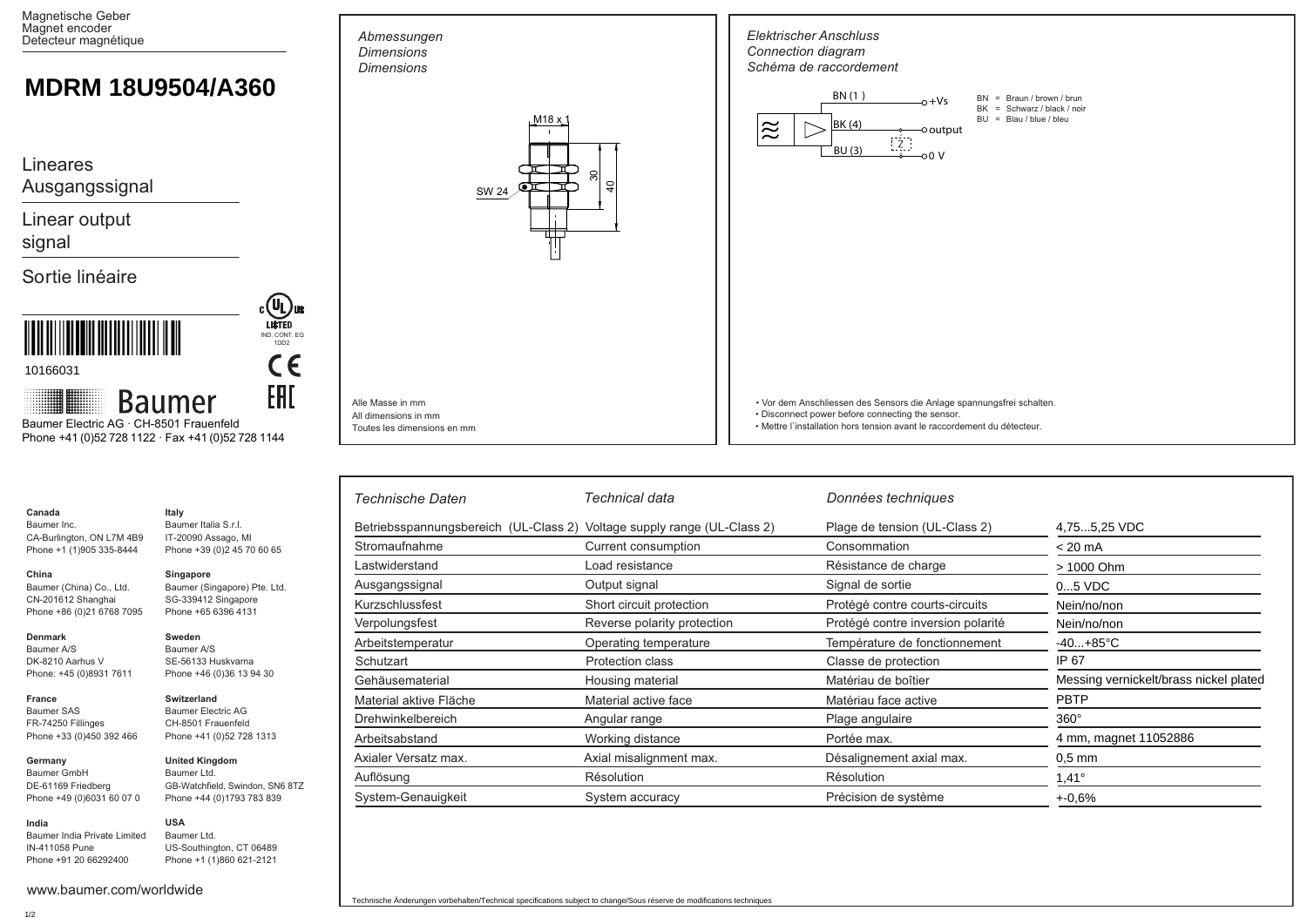Magnetische Geber
Magnet encoder
Detecteur magnétique

# MDRM 18U9504/A360

Lineares Ausgangssignal

Linear output signal

Sortie linéaire

10166031

Baumer

Baumer Electric AG · CH-8501 Frauenfeld
Phone +41 (0)52 728 1122 · Fax +41 (0)52 728 1144

*Abmessungen*
*Dimensions*
*Dimensions*

M18 x 1
SW 24
30
40

Alle Masse in mm
All dimensions in mm
Toutes les dimensions en mm

*Elektrischer Anschluss*
*Connection diagram*
*Schéma de raccordement*

BN (1) — +Vs
BK (4) — output
BU (3) — 0 V
Z

BN = Braun / brown / brun
BK = Schwarz / black / noir
BU = Blau / blue / bleu

- Vor dem Anschliessen des Sensors die Anlage spannungsfrei schalten.
- Disconnect power before connecting the sensor.
- Mettre l´installation hors tension avant le raccordement du détecteur.

| *Technische Daten* | *Technical data* | *Données techniques* | |
|---|---|---|---|
| Betriebsspannungsbereich (UL-Class 2) | Voltage supply range (UL-Class 2) | Plage de tension (UL-Class 2) | 4,75...5,25 VDC |
| Stromaufnahme | Current consumption | Consommation | < 20 mA |
| Lastwiderstand | Load resistance | Résistance de charge | > 1000 Ohm |
| Ausgangssignal | Output signal | Signal de sortie | 0...5 VDC |
| Kurzschlussfest | Short circuit protection | Protégé contre courts-circuits | Nein/no/non |
| Verpolungsfest | Reverse polarity protection | Protégé contre inversion polarité | Nein/no/non |
| Arbeitstemperatur | Operating temperature | Température de fonctionnement | -40...+85°C |
| Schutzart | Protection class | Classe de protection | IP 67 |
| Gehäusematerial | Housing material | Matériau de boîtier | Messing vernickelt/brass nickel plated |
| Material aktive Fläche | Material active face | Matériau face active | PBTP |
| Drehwinkelbereich | Angular range | Plage angulaire | 360° |
| Arbeitsabstand | Working distance | Portée max. | 4 mm, magnet 11052886 |
| Axialer Versatz max. | Axial misalignment max. | Désalignement axial max. | 0,5 mm |
| Auflösung | Résolution | Résolution | 1,41° |
| System-Genauigkeit | System accuracy | Précision de système | +-0,6% |

Technische Änderungen vorbehalten/Technical specifications subject to change/Sous réserve de modifications techniques

**Canada**
Baumer Inc.
CA-Burlington, ON L7M 4B9
Phone +1 (1)905 335-8444

**Italy**
Baumer Italia S.r.l.
IT-20090 Assago, MI
Phone +39 (0)2 45 70 60 65

**China**
Baumer (China) Co., Ltd.
CN-201612 Shanghai
Phone +86 (0)21 6768 7095

**Singapore**
Baumer (Singapore) Pte. Ltd.
SG-339412 Singapore
Phone +65 6396 4131

**Denmark**
Baumer A/S
DK-8210 Aarhus V
Phone: +45 (0)8931 7611

**Sweden**
Baumer A/S
SE-56133 Huskvarna
Phone +46 (0)36 13 94 30

**France**
Baumer SAS
FR-74250 Fillinges
Phone +33 (0)450 392 466

**Switzerland**
Baumer Electric AG
CH-8501 Frauenfeld
Phone +41 (0)52 728 1313

**Germany**
Baumer GmbH
DE-61169 Friedberg
Phone +49 (0)6031 60 07 0

**United Kingdom**
Baumer Ltd.
GB-Watchfield, Swindon, SN6 8TZ
Phone +44 (0)1793 783 839

**India**
Baumer India Private Limited
IN-411058 Pune
Phone +91 20 66292400

**USA**
Baumer Ltd.
US-Southington, CT 06489
Phone +1 (1)860 621-2121

www.baumer.com/worldwide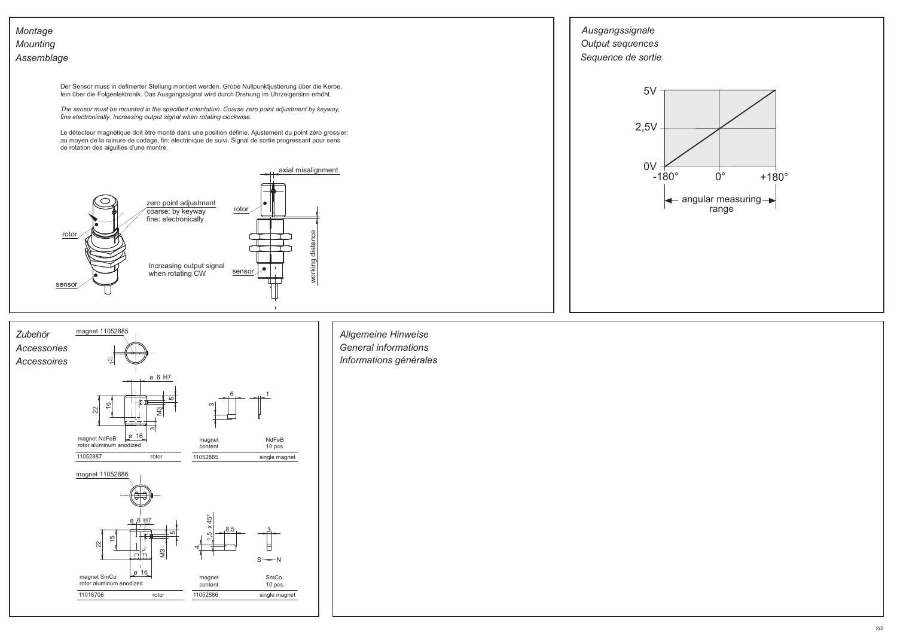## *Montage*
## *Mounting*
## *Assemblage*

Der Sensor muss in definierter Stellung montiert werden. Grobe Nullpunktjustierung über die Kerbe, fein über die Folgeelektronik. Das Ausgangssignal wird durch Drehung im Uhrzeigersinn erhöht.

*The sensor must be mounted in the specified orientation. Coarse zero point adjustment by keyway, fine electronically. Increasing output signal when rotating clockwise.*

Le détecteur magnétique doit être monté dans une position définie. Ajustement du point zéro grossier: au moyen de la rainure de codage, fin: électrinique de suivi. Signal de sortie progressant pour sens de rotation des aiguilles d'une montre.

rotor

sensor

zero point adjustment
coarse: by keyway
fine: electronically

Increasing output signal
when rotating CW

axial misalignment

rotor

sensor

working distance

## *Ausgangssignale*
## *Output sequences*
## *Sequence de sortie*

5V

2,5V

0V

-180°

0°

+180°

angular measuring range

## *Zubehör*
## *Accessories*
## *Accessoires*

magnet 11052885

ø 6 H7

22

16

5

M3

3

ø 16

6

3

1

| | | | |
|---|---|---|---|
| magnet NdFeB rotor aluminum anodized | | magnet content | NdFeB 10 pcs. |
| 11052887 | rotor | 11052885 | single magnet |

magnet 11052886

ø 6 H7

22

15

5

M3

ø 16

1,5 x 45°

8,5

4

3

S — N

| | | | |
|---|---|---|---|
| magnet SmCo rotor aluminum anodized | | magnet content | SmCo 10 pcs. |
| 11016706 | rotor | 11052886 | single magnet |

## *Allgemeine Hinweise*
## *General informations*
## *Informations générales*